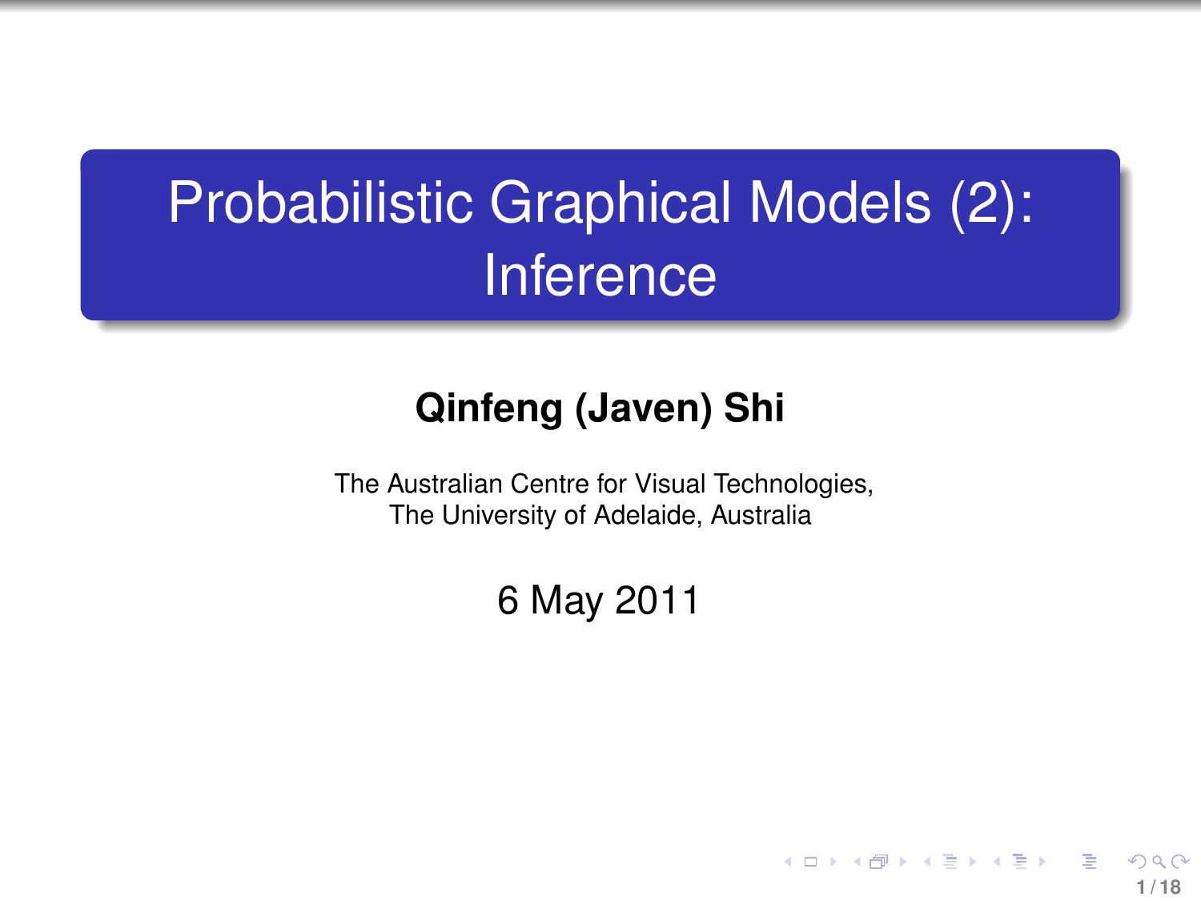# Probabilistic Graphical Models (2): Inference

**Qinfeng (Javen) Shi**

The Australian Centre for Visual Technologies,
The University of Adelaide, Australia

6 May 2011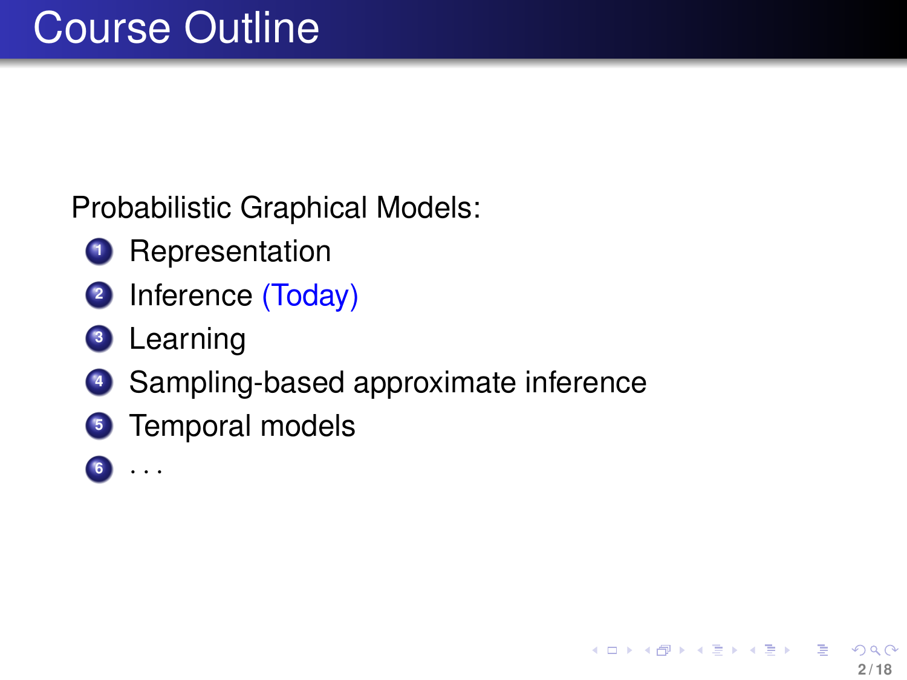# Course Outline

Probabilistic Graphical Models:

1. Representation
2. Inference (Today)
3. Learning
4. Sampling-based approximate inference
5. Temporal models
6. . . .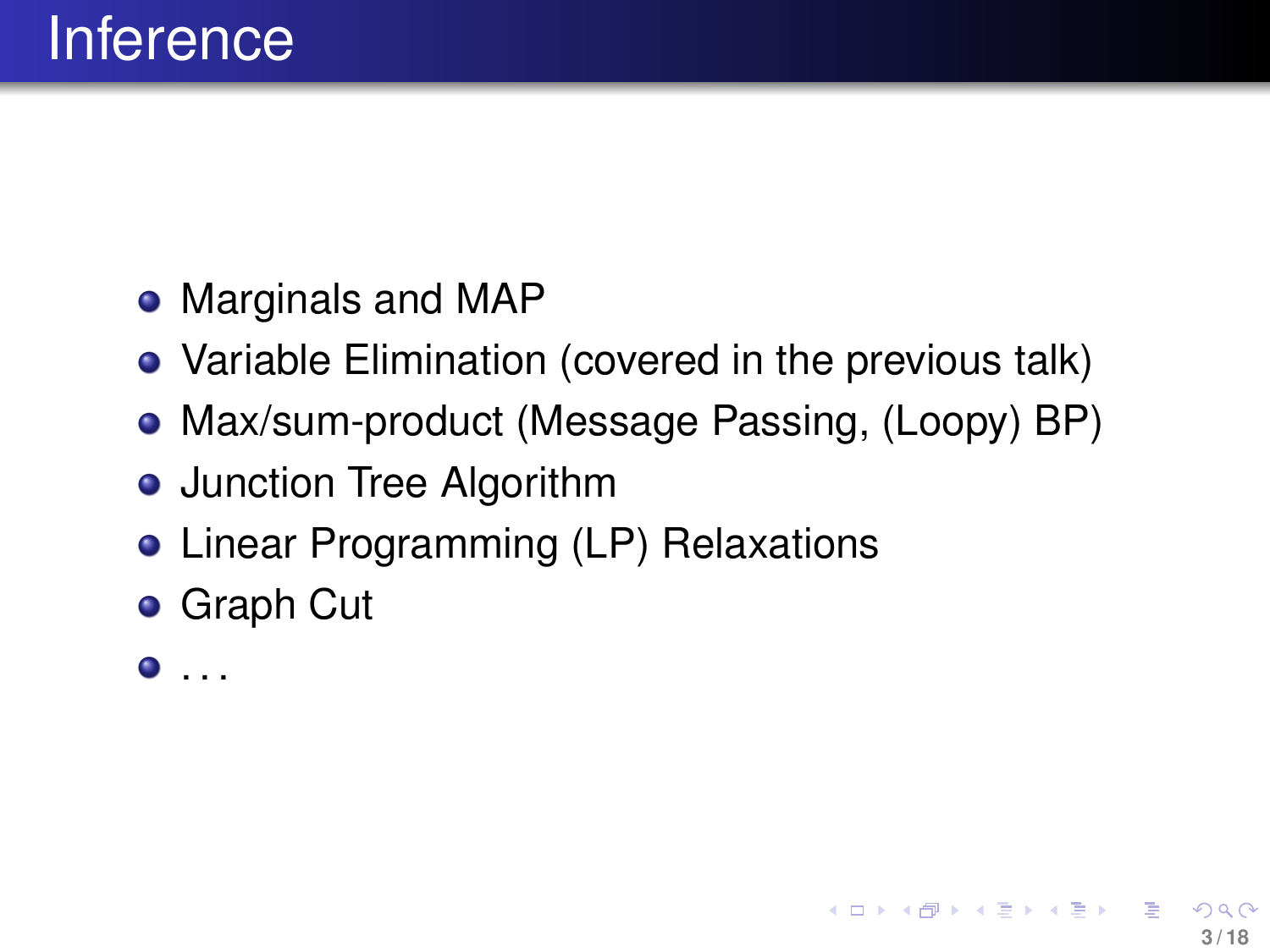# Inference

- Marginals and MAP
- Variable Elimination (covered in the previous talk)
- Max/sum-product (Message Passing, (Loopy) BP)
- Junction Tree Algorithm
- Linear Programming (LP) Relaxations
- Graph Cut
- ...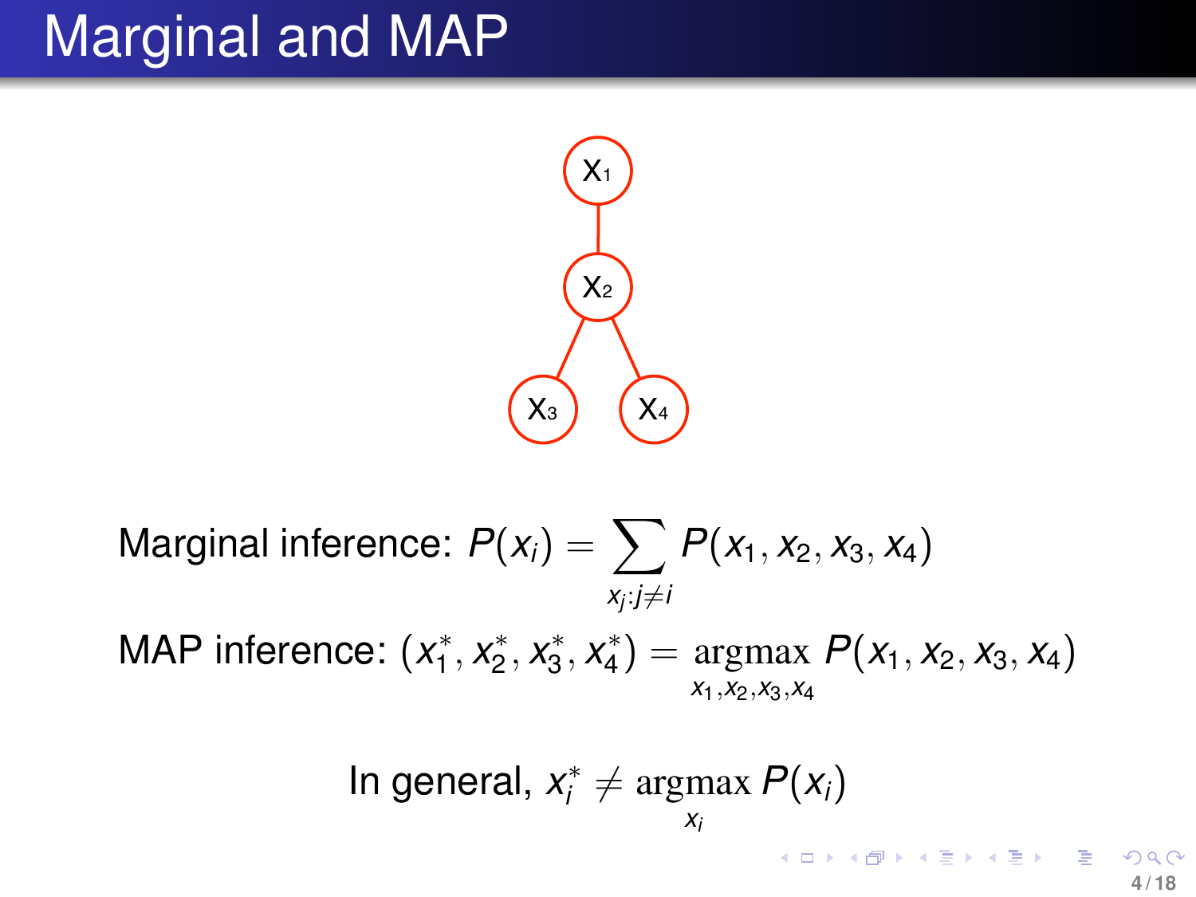# Marginal and MAP

Marginal inference: $P(x_i) = \sum_{x_j : j \neq i} P(x_1, x_2, x_3, x_4)$

MAP inference: $(x_1^*, x_2^*, x_3^*, x_4^*) = \underset{x_1, x_2, x_3, x_4}{\operatorname{argmax}} P(x_1, x_2, x_3, x_4)$

In general, $x_i^* \neq \underset{x_i}{\operatorname{argmax}} P(x_i)$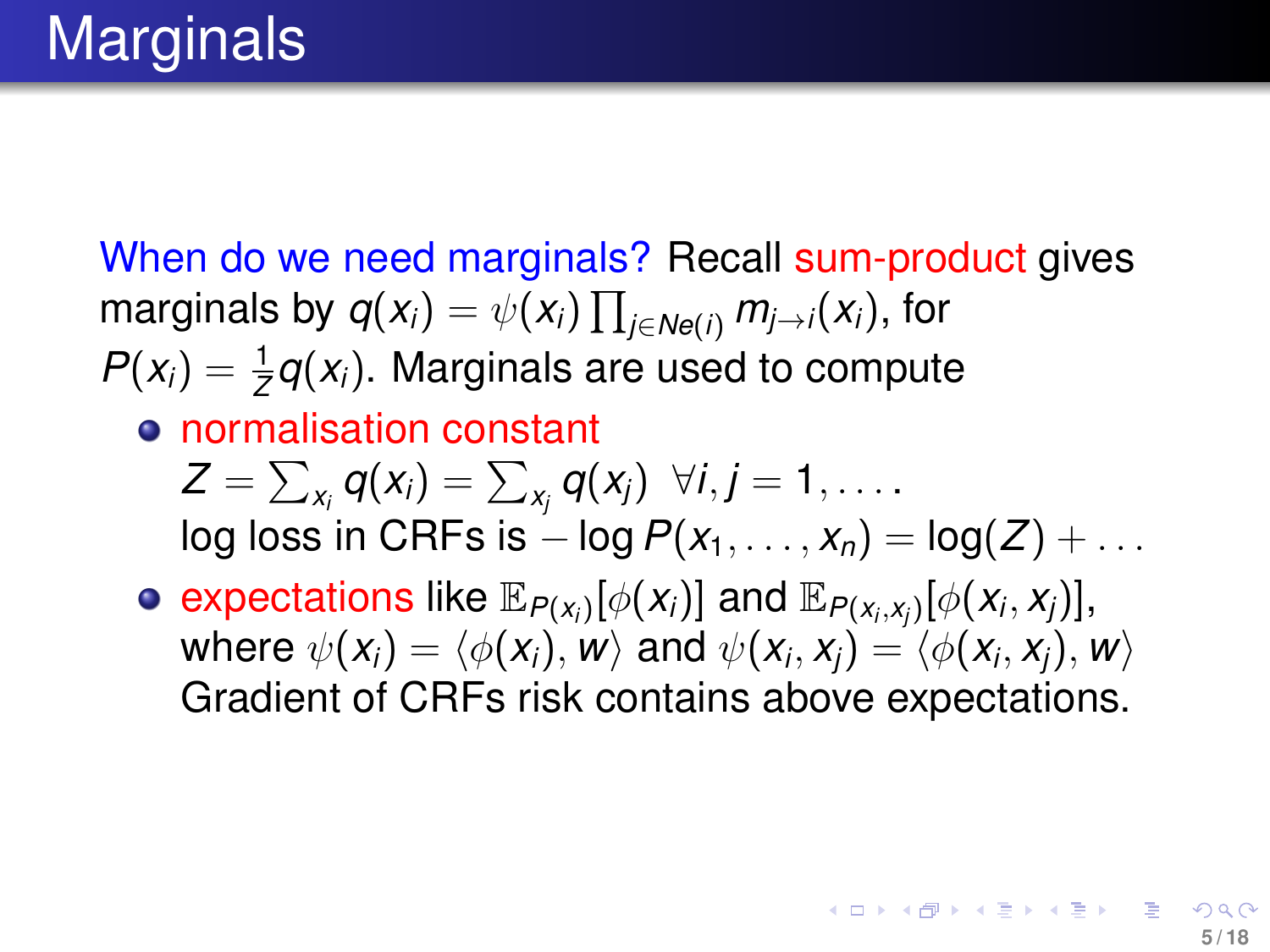# Marginals

When do we need marginals? Recall sum-product gives marginals by $q(x_i) = \psi(x_i) \prod_{j \in Ne(i)} m_{j \to i}(x_i)$, for $P(x_i) = \frac{1}{Z} q(x_i)$. Marginals are used to compute

- normalisation constant
  $Z = \sum_{x_i} q(x_i) = \sum_{x_j} q(x_j) \;\; \forall i, j = 1, \ldots.$
  log loss in CRFs is $-\log P(x_1, \ldots, x_n) = \log(Z) + \ldots$
- expectations like $\mathbb{E}_{P(x_i)}[\phi(x_i)]$ and $\mathbb{E}_{P(x_i, x_j)}[\phi(x_i, x_j)]$,
  where $\psi(x_i) = \langle \phi(x_i), w \rangle$ and $\psi(x_i, x_j) = \langle \phi(x_i, x_j), w \rangle$
  Gradient of CRFs risk contains above expectations.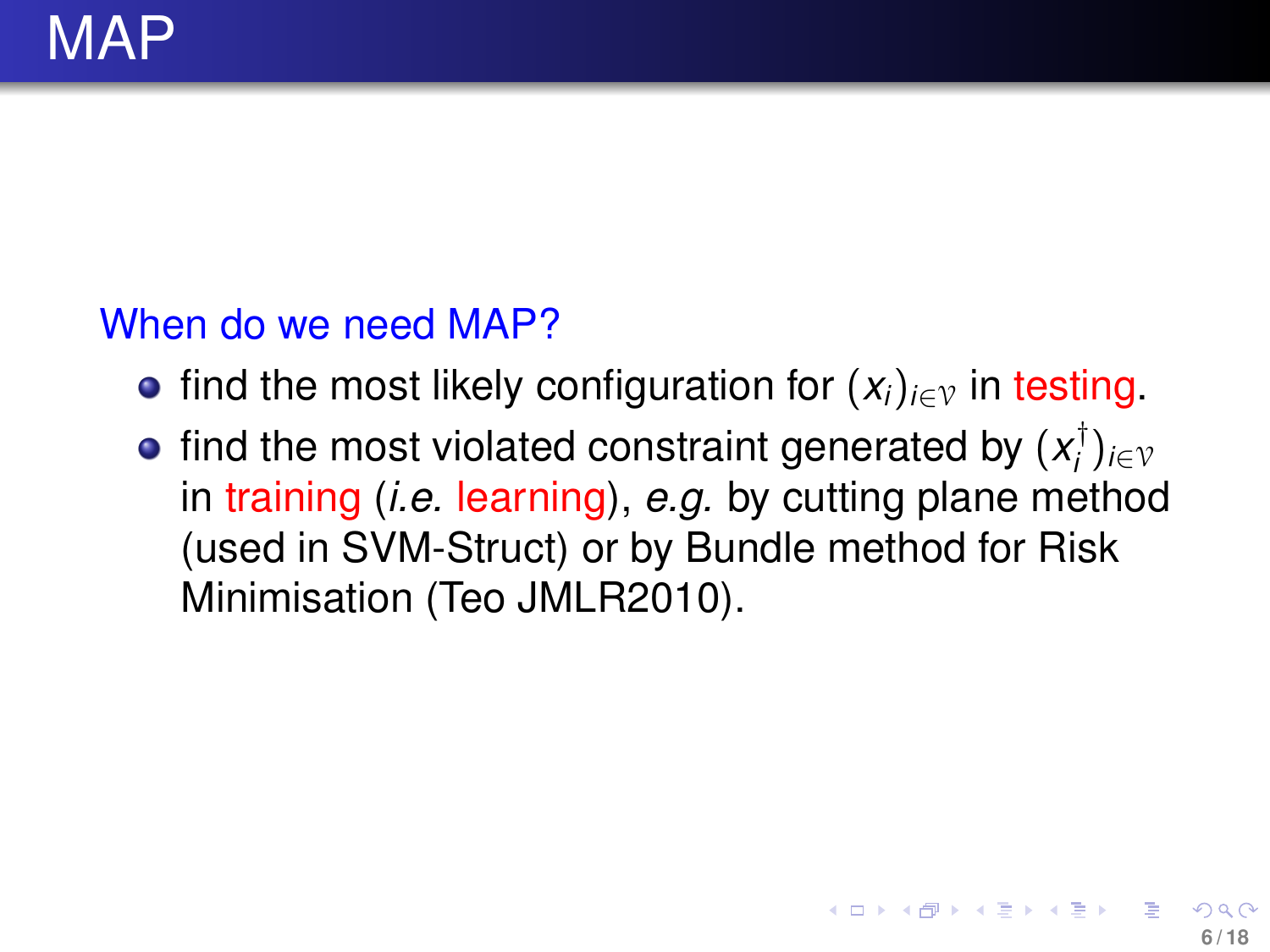# MAP

When do we need MAP?

- find the most likely configuration for $(x_i)_{i \in \mathcal{V}}$ in testing.
- find the most violated constraint generated by $(x_i^\dagger)_{i \in \mathcal{V}}$ in training (*i.e.* learning), *e.g.* by cutting plane method (used in SVM-Struct) or by Bundle method for Risk Minimisation (Teo JMLR2010).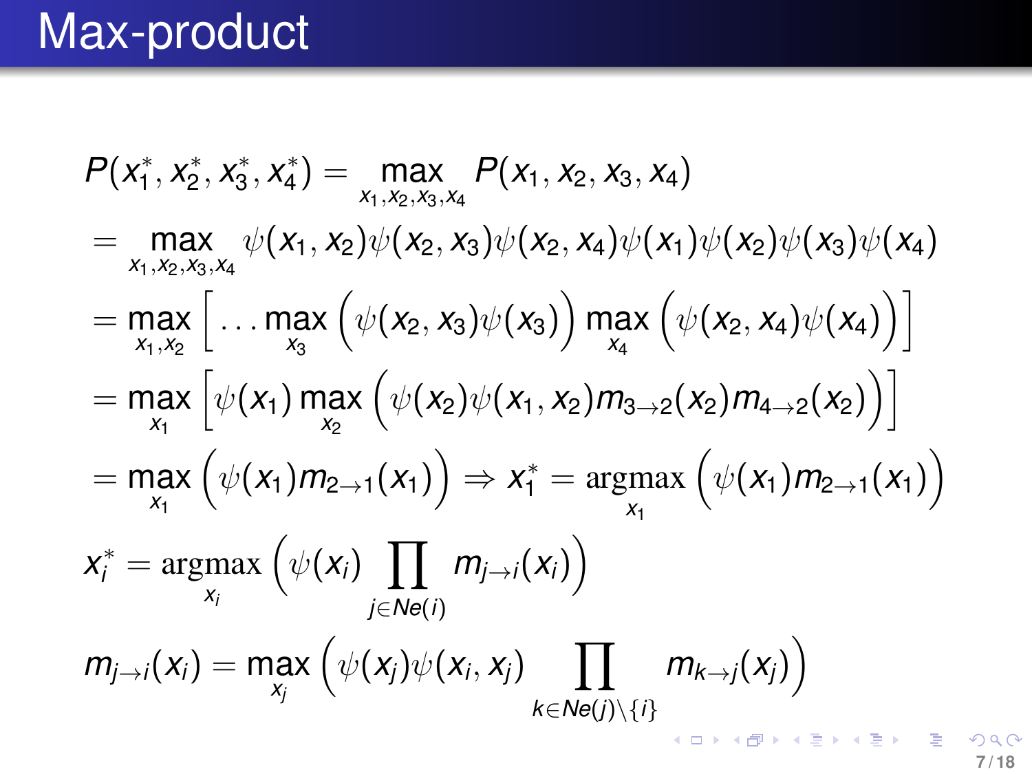# Max-product

$$P(x_1^*, x_2^*, x_3^*, x_4^*) = \max_{x_1, x_2, x_3, x_4} P(x_1, x_2, x_3, x_4)$$

$$= \max_{x_1, x_2, x_3, x_4} \psi(x_1, x_2)\psi(x_2, x_3)\psi(x_2, x_4)\psi(x_1)\psi(x_2)\psi(x_3)\psi(x_4)$$

$$= \max_{x_1, x_2} \left[ \ldots \max_{x_3} \Big( \psi(x_2, x_3)\psi(x_3) \Big) \max_{x_4} \Big( \psi(x_2, x_4)\psi(x_4) \Big) \right]$$

$$= \max_{x_1} \left[ \psi(x_1) \max_{x_2} \Big( \psi(x_2)\psi(x_1, x_2) m_{3\to2}(x_2) m_{4\to2}(x_2) \Big) \right]$$

$$= \max_{x_1} \Big( \psi(x_1) m_{2\to1}(x_1) \Big) \Rightarrow x_1^* = \operatorname*{argmax}_{x_1} \Big( \psi(x_1) m_{2\to1}(x_1) \Big)$$

$$x_i^* = \operatorname*{argmax}_{x_i} \Big( \psi(x_i) \prod_{j \in Ne(i)} m_{j\to i}(x_i) \Big)$$

$$m_{j\to i}(x_i) = \max_{x_j} \Big( \psi(x_j)\psi(x_i, x_j) \prod_{k \in Ne(j)\setminus\{i\}} m_{k\to j}(x_j) \Big)$$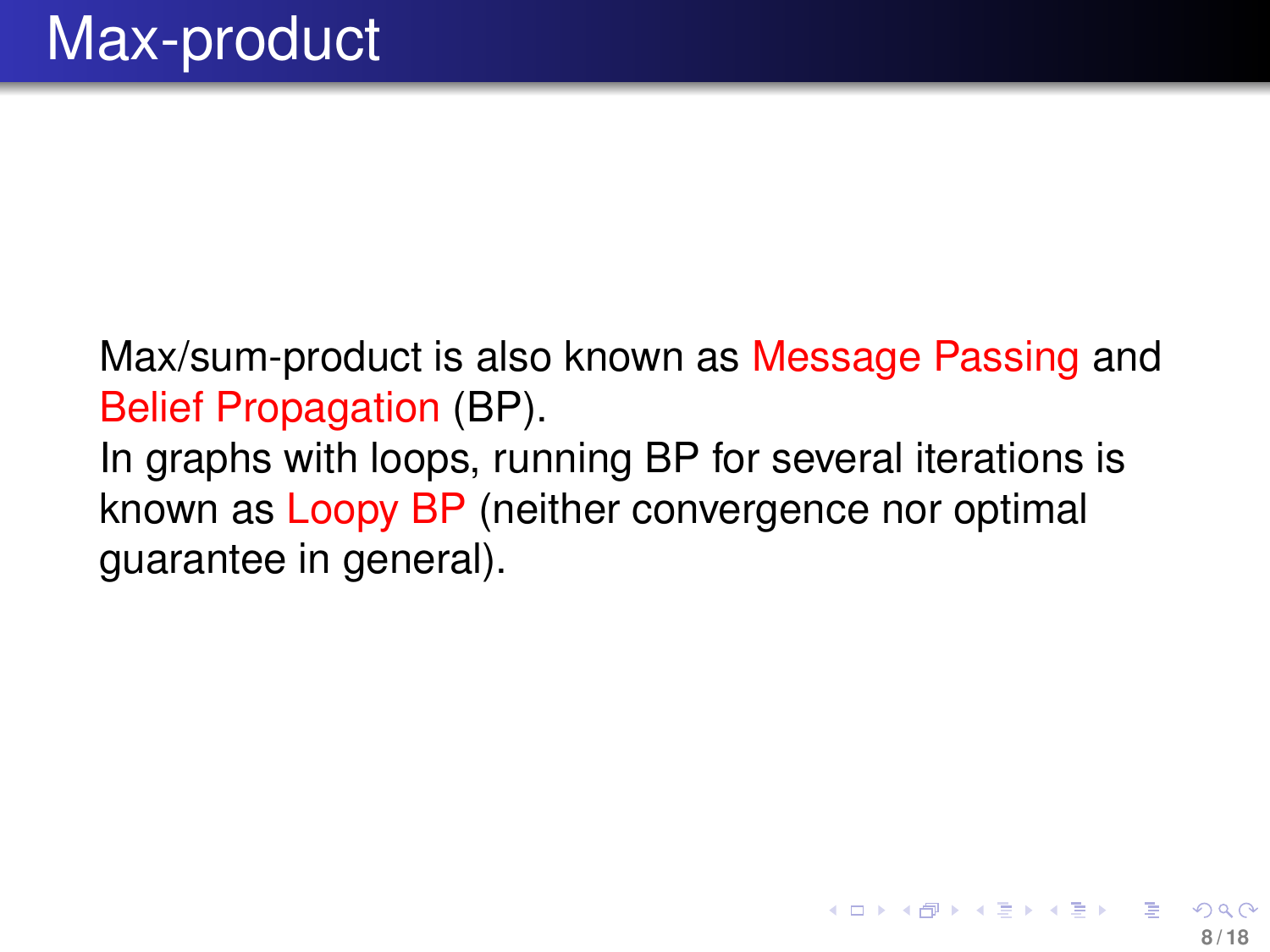# Max-product

Max/sum-product is also known as Message Passing and Belief Propagation (BP).

In graphs with loops, running BP for several iterations is known as Loopy BP (neither convergence nor optimal guarantee in general).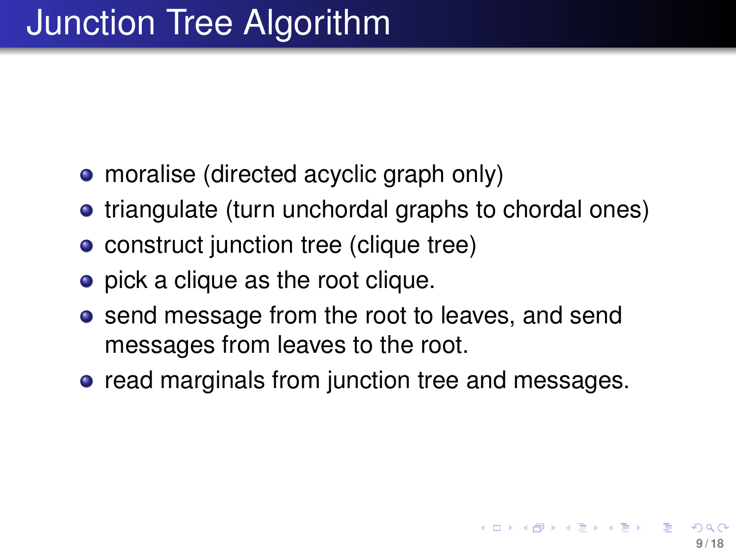# Junction Tree Algorithm

- moralise (directed acyclic graph only)
- triangulate (turn unchordal graphs to chordal ones)
- construct junction tree (clique tree)
- pick a clique as the root clique.
- send message from the root to leaves, and send messages from leaves to the root.
- read marginals from junction tree and messages.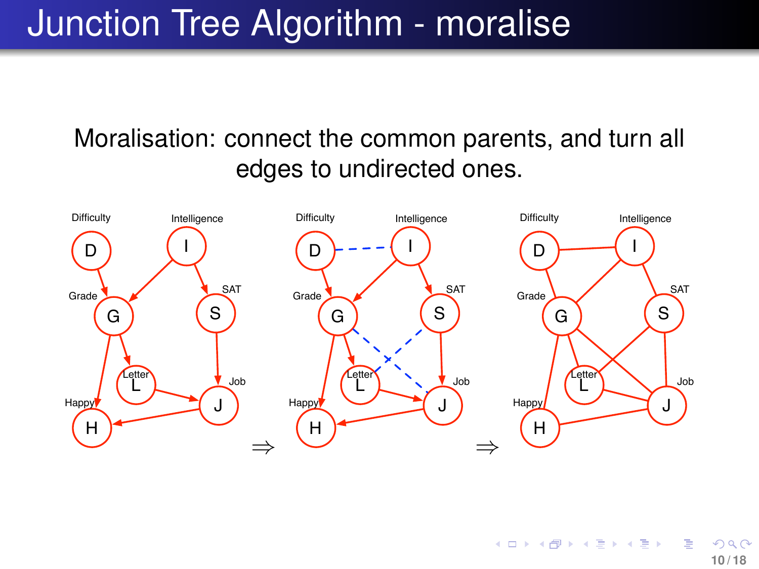# Junction Tree Algorithm - moralise

Moralisation: connect the common parents, and turn all edges to undirected ones.

Difficulty D, Intelligence I, Grade G, SAT S, Letter L, Job J, Happy H

$\Rightarrow$

$\Rightarrow$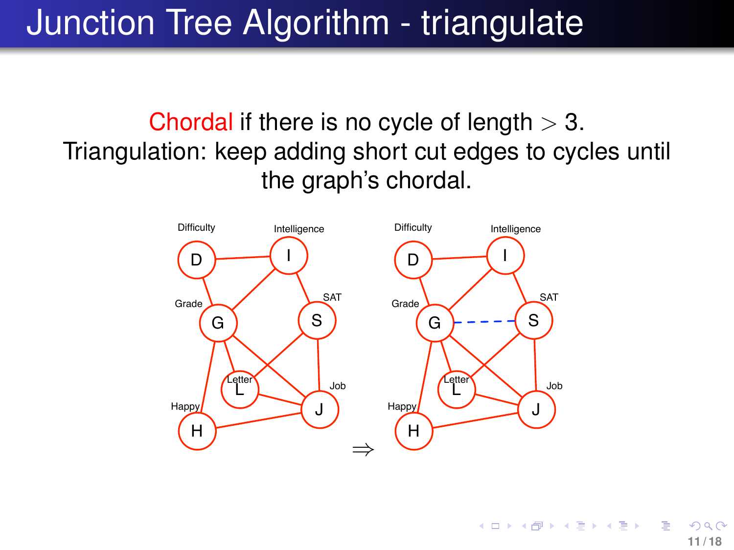# Junction Tree Algorithm - triangulate

Chordal if there is no cycle of length $> 3$.
Triangulation: keep adding short cut edges to cycles until the graph's chordal.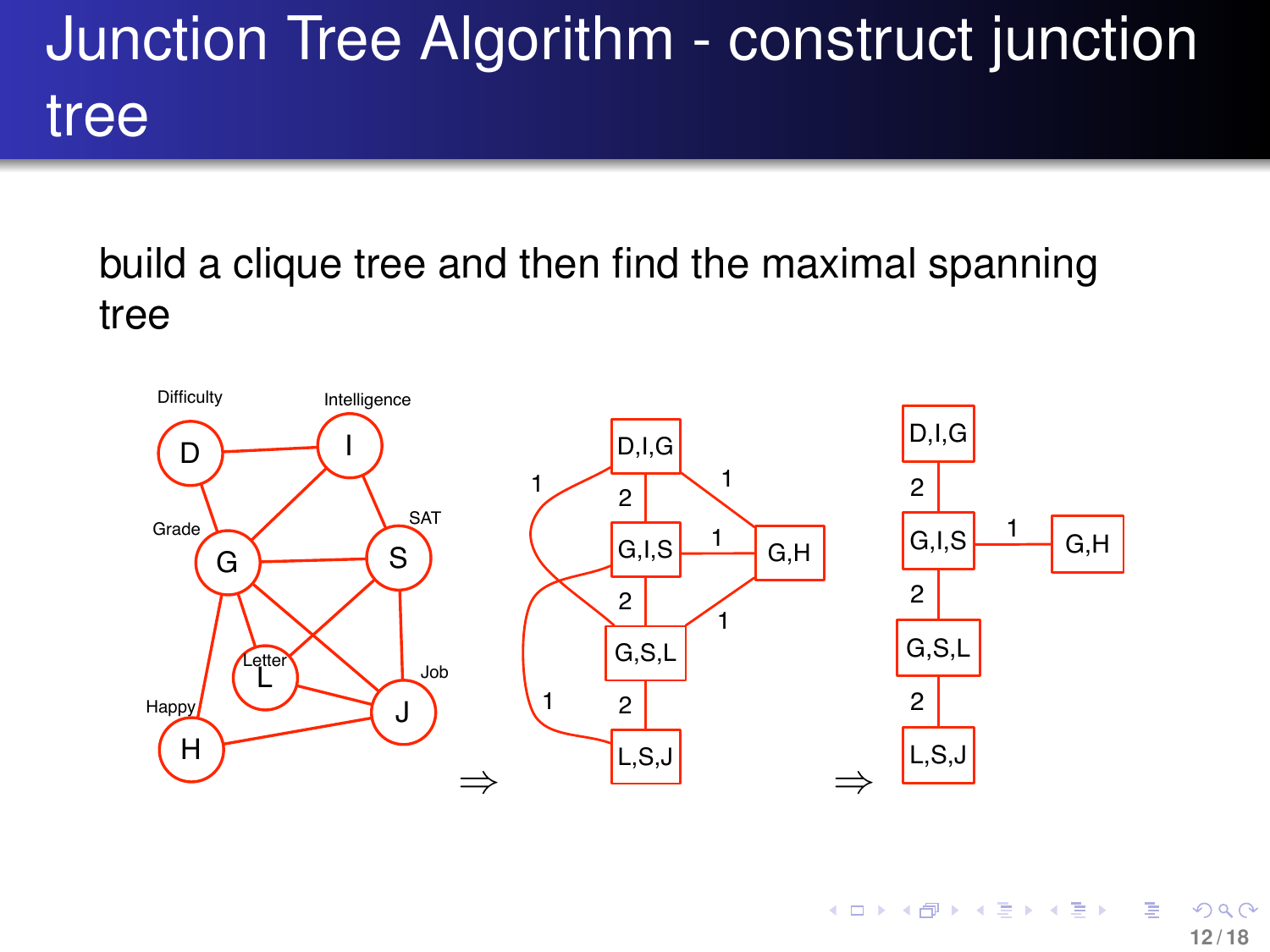# Junction Tree Algorithm - construct junction tree

build a clique tree and then find the maximal spanning tree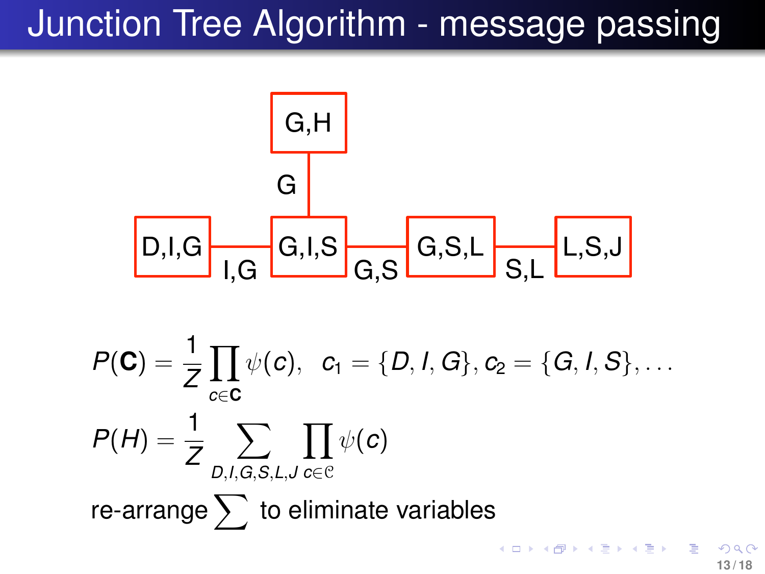# Junction Tree Algorithm - message passing

G,H

G

D,I,G — I,G — G,I,S — G,S — G,S,L — S,L — L,S,J

$$P(\mathbf{C}) = \frac{1}{Z} \prod_{c \in \mathbf{C}} \psi(c), \quad c_1 = \{D, I, G\}, c_2 = \{G, I, S\}, \ldots$$

$$P(H) = \frac{1}{Z} \sum_{D,I,G,S,L,J} \prod_{c \in \mathcal{C}} \psi(c)$$

re-arrange $\sum$ to eliminate variables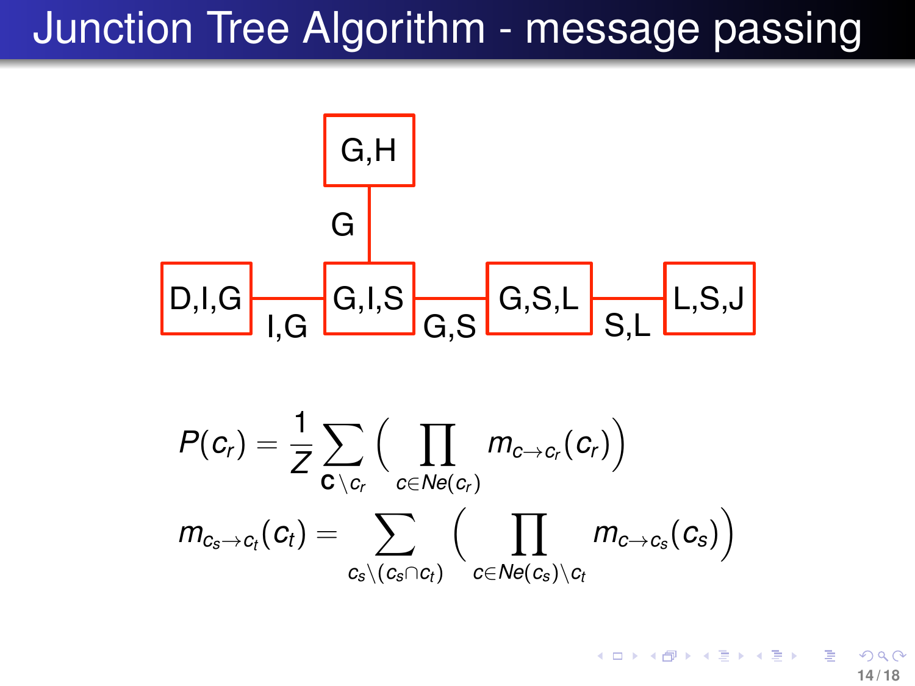# Junction Tree Algorithm - message passing

G,H

G

D,I,G — I,G — G,I,S — G,S — G,S,L — S,L — L,S,J

$$P(c_r) = \frac{1}{Z} \sum_{\mathbf{C} \setminus c_r} \Big( \prod_{c \in Ne(c_r)} m_{c \to c_r}(c_r) \Big)$$

$$m_{c_s \to c_t}(c_t) = \sum_{c_s \setminus (c_s \cap c_t)} \Big( \prod_{c \in Ne(c_s) \setminus c_t} m_{c \to c_s}(c_s) \Big)$$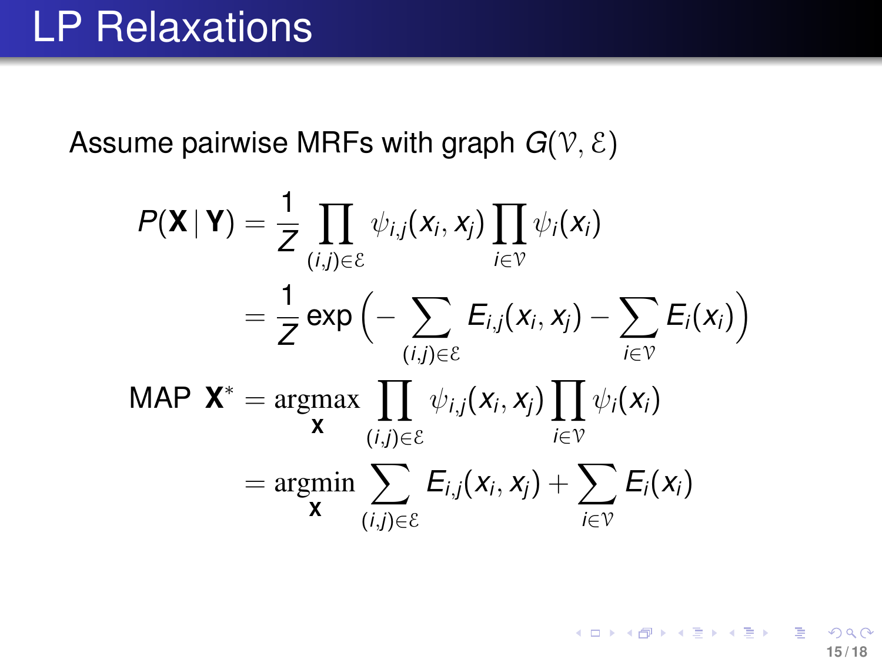# LP Relaxations

Assume pairwise MRFs with graph $G(\mathcal{V}, \mathcal{E})$

$$
\begin{aligned}
P(\mathbf{X} \mid \mathbf{Y}) &= \frac{1}{Z} \prod_{(i,j) \in \mathcal{E}} \psi_{i,j}(x_i, x_j) \prod_{i \in \mathcal{V}} \psi_i(x_i) \\
&= \frac{1}{Z} \exp\Big( - \sum_{(i,j) \in \mathcal{E}} E_{i,j}(x_i, x_j) - \sum_{i \in \mathcal{V}} E_i(x_i) \Big) \\
\text{MAP } \mathbf{X}^* &= \operatorname*{argmax}_{\mathbf{X}} \prod_{(i,j) \in \mathcal{E}} \psi_{i,j}(x_i, x_j) \prod_{i \in \mathcal{V}} \psi_i(x_i) \\
&= \operatorname*{argmin}_{\mathbf{X}} \sum_{(i,j) \in \mathcal{E}} E_{i,j}(x_i, x_j) + \sum_{i \in \mathcal{V}} E_i(x_i)
\end{aligned}
$$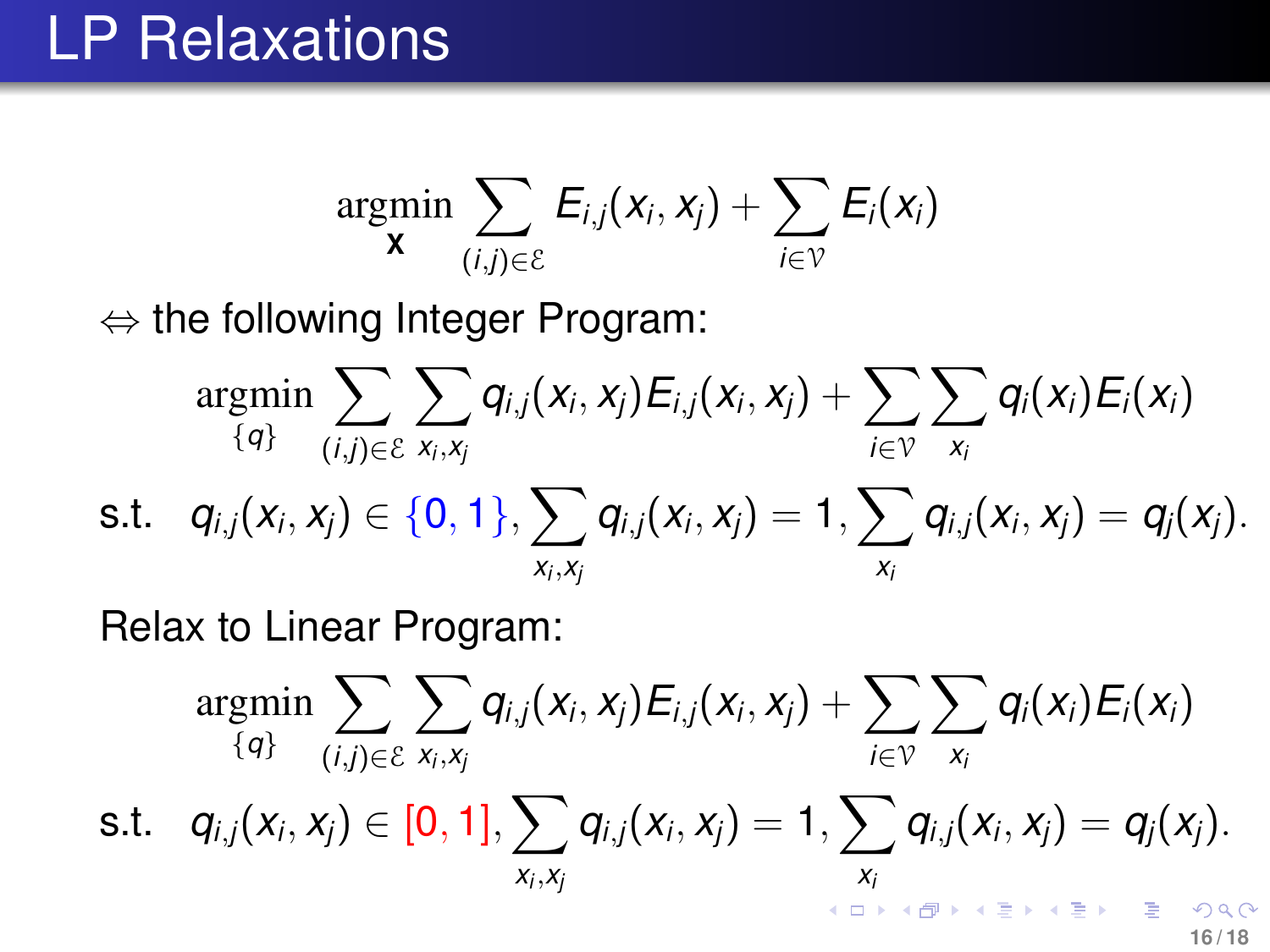# LP Relaxations

$$\underset{\mathbf{x}}{\operatorname{argmin}} \sum_{(i,j)\in\mathcal{E}} E_{i,j}(x_i, x_j) + \sum_{i\in\mathcal{V}} E_i(x_i)$$

$\Leftrightarrow$ the following Integer Program:

$$\underset{\{q\}}{\operatorname{argmin}} \sum_{(i,j)\in\mathcal{E}} \sum_{x_i,x_j} q_{i,j}(x_i, x_j) E_{i,j}(x_i, x_j) + \sum_{i\in\mathcal{V}} \sum_{x_i} q_i(x_i) E_i(x_i)$$

$$\text{s.t.} \quad q_{i,j}(x_i, x_j) \in \{0, 1\}, \sum_{x_i,x_j} q_{i,j}(x_i, x_j) = 1, \sum_{x_i} q_{i,j}(x_i, x_j) = q_j(x_j).$$

Relax to Linear Program:

$$\underset{\{q\}}{\operatorname{argmin}} \sum_{(i,j)\in\mathcal{E}} \sum_{x_i,x_j} q_{i,j}(x_i, x_j) E_{i,j}(x_i, x_j) + \sum_{i\in\mathcal{V}} \sum_{x_i} q_i(x_i) E_i(x_i)$$

$$\text{s.t.} \quad q_{i,j}(x_i, x_j) \in [0, 1], \sum_{x_i,x_j} q_{i,j}(x_i, x_j) = 1, \sum_{x_i} q_{i,j}(x_i, x_j) = q_j(x_j).$$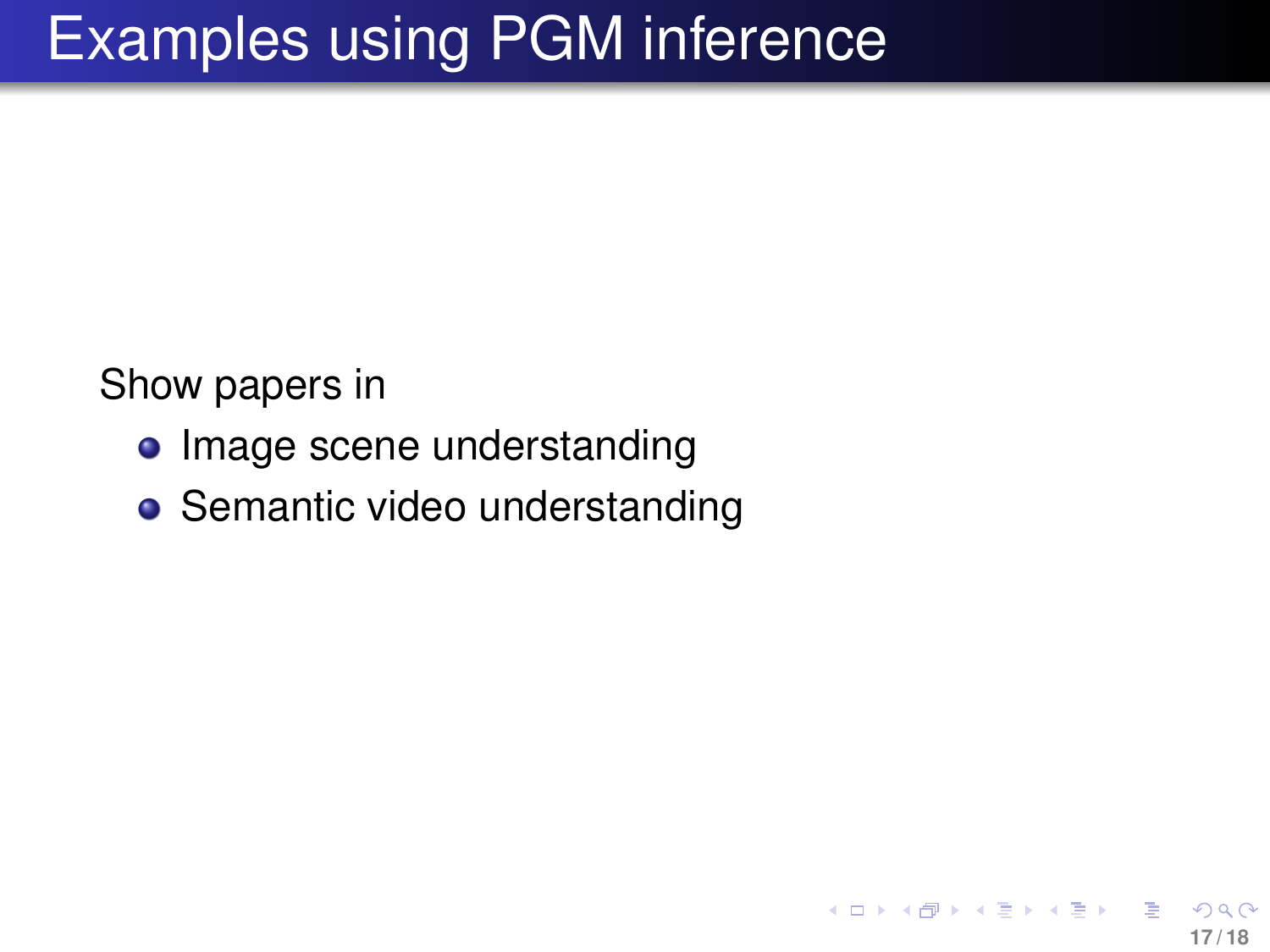# Examples using PGM inference

Show papers in

- Image scene understanding
- Semantic video understanding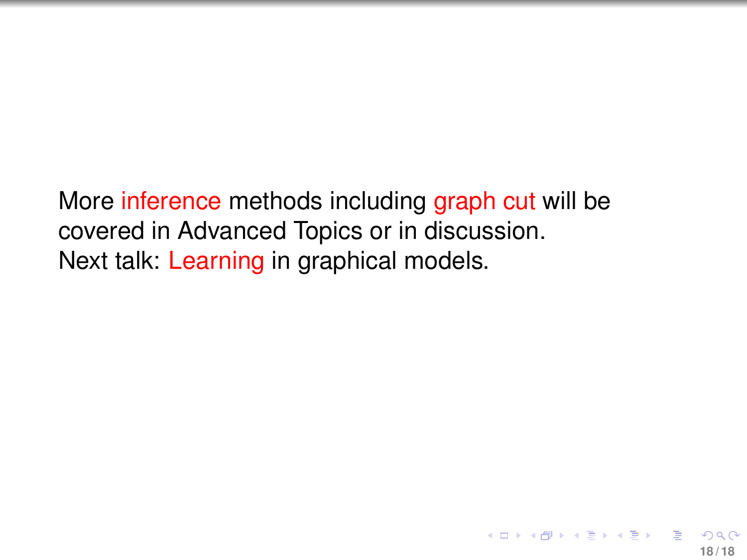More inference methods including graph cut will be covered in Advanced Topics or in discussion.
Next talk: Learning in graphical models.